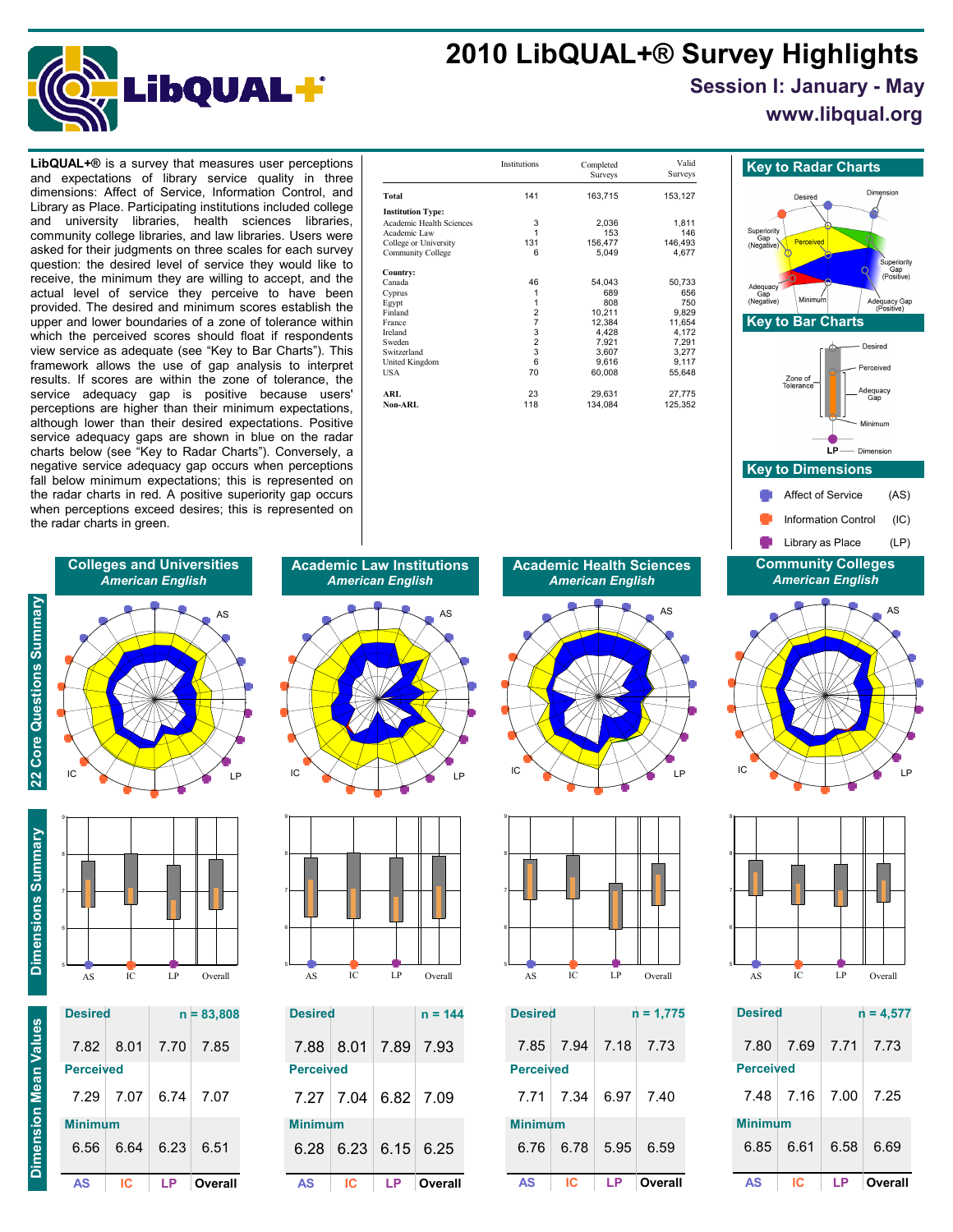# 2010 LibQUAL+® Survey Highlights

## Session I: January - May

## www.libqual.org

**LibQUAL+®** is a survey that measures user perceptions and expectations of library service quality in three dimensions: Affect of Service, Information Control, and Library as Place. Participating institutions included college and university libraries, health sciences libraries, community college libraries, and law libraries. Users were asked for their judgments on three scales for each survey question: the desired level of service they would like to receive, the minimum they are willing to accept, and the actual level of service they perceive to have been provided. The desired and minimum scores establish the upper and lower boundaries of a zone of tolerance within which the perceived scores should float if respondents view service as adequate (see "Key to Bar Charts"). This framework allows the use of gap analysis to interpret results. If scores are within the zone of tolerance, the service adequacy gap is positive because users' perceptions are higher than their minimum expectations, although lower than their desired expectations. Positive service adequacy gaps are shown in blue on the radar charts below (see "Key to Radar Charts"). Conversely, a negative service adequacy gap occurs when perceptions fall below minimum expectations; this is represented on the radar charts in red. A positive superiority gap occurs when perceptions exceed desires; this is represented on the radar charts in green.

| | Institutions | Completed Surveys | Valid Surveys |
|---|---|---|---|
| **Total** | 141 | 163,715 | 153,127 |
| **Institution Type:** | | | |
| Academic Health Sciences | 3 | 2,036 | 1,811 |
| Academic Law | 1 | 153 | 146 |
| College or University | 131 | 156,477 | 146,493 |
| Community College | 6 | 5,049 | 4,677 |
| **Country:** | | | |
| Canada | 46 | 54,043 | 50,733 |
| Cyprus | 1 | 689 | 656 |
| Egypt | 1 | 808 | 750 |
| Finland | 2 | 10,211 | 9,829 |
| France | 7 | 12,384 | 11,654 |
| Ireland | 3 | 4,428 | 4,172 |
| Sweden | 2 | 7,921 | 7,291 |
| Switzerland | 3 | 3,607 | 3,277 |
| United Kingdom | 6 | 9,616 | 9,117 |
| USA | 70 | 60,008 | 55,648 |
| **ARL** | 23 | 29,631 | 27,775 |
| **Non-ARL** | 118 | 134,084 | 125,352 |

### Key to Radar Charts

Desired; Dimension; Superiority Gap (Negative); Perceived; Superiority Gap (Positive); Adequacy Gap (Negative); Minimum; Adequacy Gap (Positive)

### Key to Bar Charts

Desired; Perceived; Zone of Tolerance; Adequacy Gap; Minimum; LP — Dimension

### Key to Dimensions

- Affect of Service (AS)
- Information Control (IC)
- Library as Place (LP)

## 22 Core Questions Summary / Dimensions Summary / Dimension Mean Values

### Colleges and Universities — American English

Desired (n = 83,808)

| | AS | IC | LP | Overall |
|---|---|---|---|---|
| Desired | 7.82 | 8.01 | 7.70 | 7.85 |
| Perceived | 7.29 | 7.07 | 6.74 | 7.07 |
| Minimum | 6.56 | 6.64 | 6.23 | 6.51 |

### Academic Law Institutions — American English

Desired (n = 144)

| | AS | IC | LP | Overall |
|---|---|---|---|---|
| Desired | 7.88 | 8.01 | 7.89 | 7.93 |
| Perceived | 7.27 | 7.04 | 6.82 | 7.09 |
| Minimum | 6.28 | 6.23 | 6.15 | 6.25 |

### Academic Health Sciences — American English

Desired (n = 1,775)

| | AS | IC | LP | Overall |
|---|---|---|---|---|
| Desired | 7.85 | 7.94 | 7.18 | 7.73 |
| Perceived | 7.71 | 7.34 | 6.97 | 7.40 |
| Minimum | 6.76 | 6.78 | 5.95 | 6.59 |

### Community Colleges — American English

Desired (n = 4,577)

| | AS | IC | LP | Overall |
|---|---|---|---|---|
| Desired | 7.80 | 7.69 | 7.71 | 7.73 |
| Perceived | 7.48 | 7.16 | 7.00 | 7.25 |
| Minimum | 6.85 | 6.61 | 6.58 | 6.69 |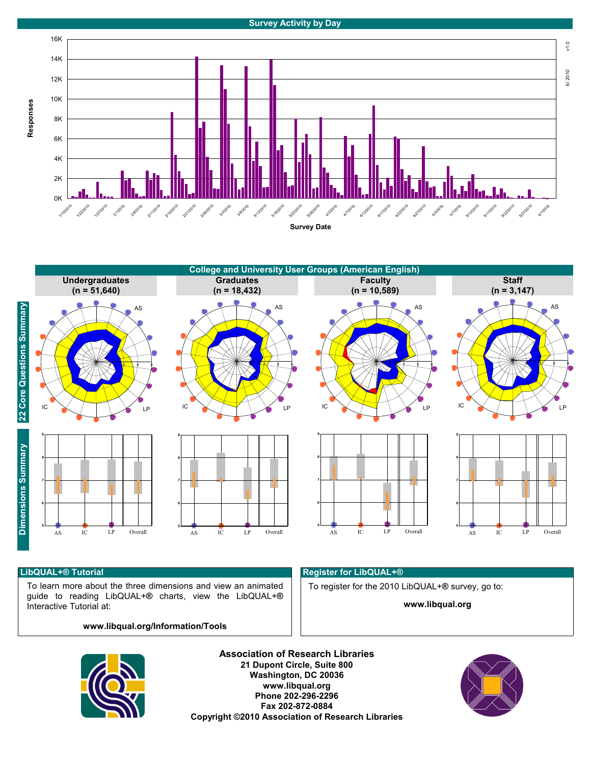## Survey Activity by Day

16K
14K
12K
10K
8K
6K
4K
2K
0K

Responses

1/15/2010 1/22/2010 1/27/2010 2/1/2010 2/6/2010 2/11/2010 2/16/2010 2/21/2010 2/26/2010 3/3/2010 3/8/2010 3/13/2010 3/18/2010 3/23/2010 3/28/2010 4/2/2010 4/7/2010 4/12/2010 4/17/2010 4/22/2010 4/27/2010 5/2/2010 5/7/2010 5/12/2010 5/17/2010 5/22/2010 5/27/2010 6/1/2010

Survey Date

v1.0

6/ 2010

## College and University User Groups (American English)

| Undergraduates (n = 51,640) | Graduates (n = 18,432) | Faculty (n = 10,589) | Staff (n = 3,147) |
| --- | --- | --- | --- |

22 Core Questions Summary

AS IC LP

Dimensions Summary

9 8 7 6 5

AS IC LP Overall

## LibQUAL+® Tutorial

To learn more about the three dimensions and view an animated guide to reading LibQUAL+® charts, view the LibQUAL+® Interactive Tutorial at:

**www.libqual.org/Information/Tools**

## Register for LibQUAL+®

To register for the 2010 LibQUAL+® survey, go to:

**www.libqual.org**

**Association of Research Libraries**
**21 Dupont Circle, Suite 800**
**Washington, DC 20036**
**www.libqual.org**
**Phone 202-296-2296**
**Fax 202-872-0884**
**Copyright ©2010 Association of Research Libraries**